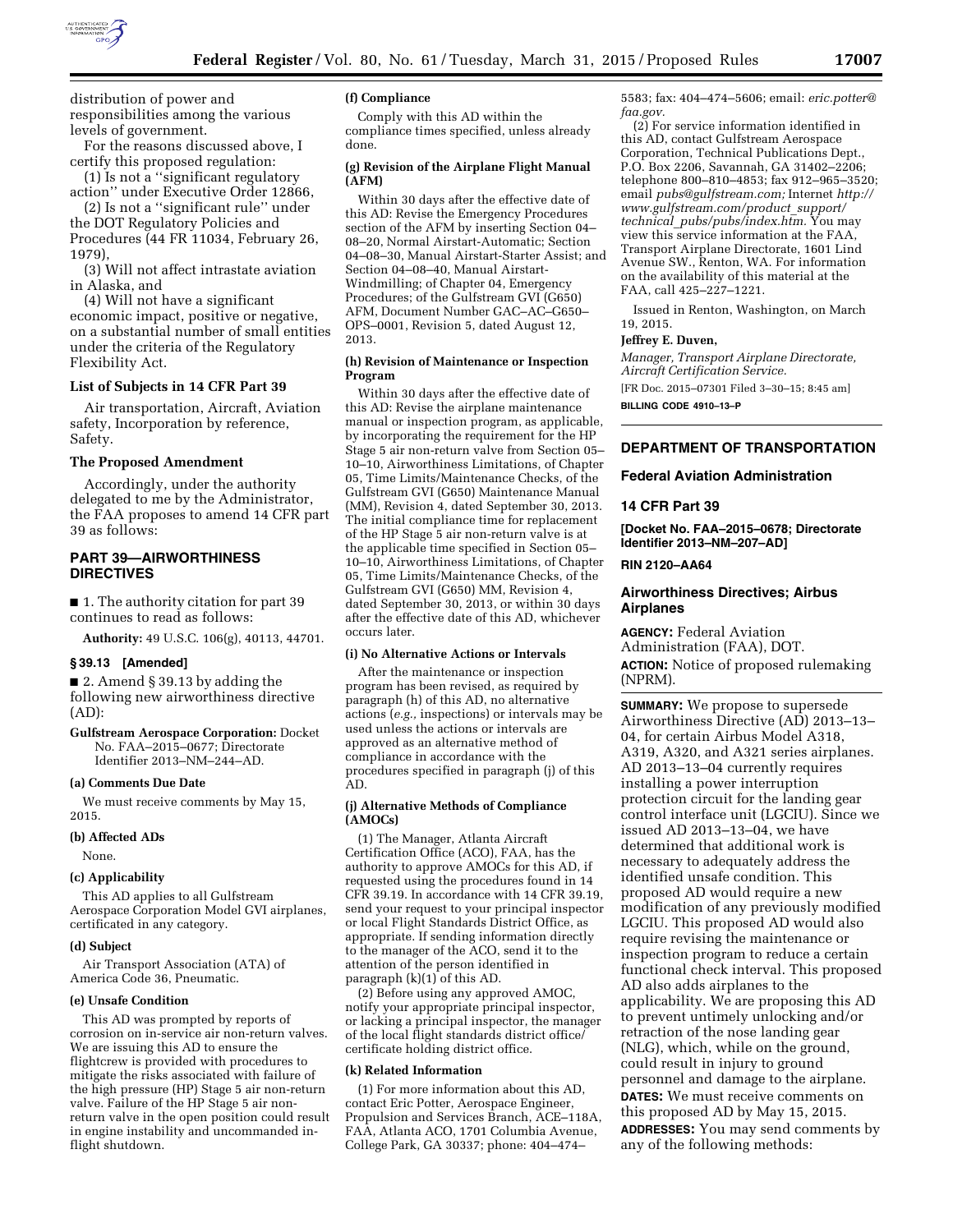distribution of power and responsibilities among the various levels of government.

For the reasons discussed above, I certify this proposed regulation:

(1) Is not a ''significant regulatory action'' under Executive Order 12866,

(2) Is not a ''significant rule'' under the DOT Regulatory Policies and Procedures (44 FR 11034, February 26, 1979),

(3) Will not affect intrastate aviation in Alaska, and

(4) Will not have a significant economic impact, positive or negative, on a substantial number of small entities under the criteria of the Regulatory Flexibility Act.

### List of Subjects in 14 CFR Part 39

Air transportation, Aircraft, Aviation safety, Incorporation by reference, Safety.

### The Proposed Amendment

Accordingly, under the authority delegated to me by the Administrator, the FAA proposes to amend 14 CFR part 39 as follows:

## PART 39—AIRWORTHINESS DIRECTIVES

■ 1. The authority citation for part 39 continues to read as follows:

**Authority:** 49 U.S.C. 106(g), 40113, 44701.

### § 39.13 [Amended]

■ 2. Amend § 39.13 by adding the following new airworthiness directive (AD):

**Gulfstream Aerospace Corporation:** Docket No. FAA–2015–0677; Directorate Identifier 2013–NM–244–AD.

#### (a) Comments Due Date

We must receive comments by May 15, 2015.

#### (b) Affected ADs

None.

#### (c) Applicability

This AD applies to all Gulfstream Aerospace Corporation Model GVI airplanes, certificated in any category.

#### (d) Subject

Air Transport Association (ATA) of America Code 36, Pneumatic.

#### (e) Unsafe Condition

This AD was prompted by reports of corrosion on in-service air non-return valves. We are issuing this AD to ensure the flightcrew is provided with procedures to mitigate the risks associated with failure of the high pressure (HP) Stage 5 air non-return valve. Failure of the HP Stage 5 air non-return valve in the open position could result in engine instability and uncommanded in-flight shutdown.

#### (f) Compliance

Comply with this AD within the compliance times specified, unless already done.

#### (g) Revision of the Airplane Flight Manual (AFM)

Within 30 days after the effective date of this AD: Revise the Emergency Procedures section of the AFM by inserting Section 04–08–20, Normal Airstart-Automatic; Section 04–08–30, Manual Airstart-Starter Assist; and Section 04–08–40, Manual Airstart-Windmilling; of Chapter 04, Emergency Procedures; of the Gulfstream GVI (G650) AFM, Document Number GAC–AC–G650–OPS–0001, Revision 5, dated August 12, 2013.

#### (h) Revision of Maintenance or Inspection Program

Within 30 days after the effective date of this AD: Revise the airplane maintenance manual or inspection program, as applicable, by incorporating the requirement for the HP Stage 5 air non-return valve from Section 05–10–10, Airworthiness Limitations, of Chapter 05, Time Limits/Maintenance Checks, of the Gulfstream GVI (G650) Maintenance Manual (MM), Revision 4, dated September 30, 2013. The initial compliance time for replacement of the HP Stage 5 air non-return valve is at the applicable time specified in Section 05–10–10, Airworthiness Limitations, of Chapter 05, Time Limits/Maintenance Checks, of the Gulfstream GVI (G650) MM, Revision 4, dated September 30, 2013, or within 30 days after the effective date of this AD, whichever occurs later.

#### (i) No Alternative Actions or Intervals

After the maintenance or inspection program has been revised, as required by paragraph (h) of this AD, no alternative actions (*e.g.,* inspections) or intervals may be used unless the actions or intervals are approved as an alternative method of compliance in accordance with the procedures specified in paragraph (j) of this AD.

#### (j) Alternative Methods of Compliance (AMOCs)

(1) The Manager, Atlanta Aircraft Certification Office (ACO), FAA, has the authority to approve AMOCs for this AD, if requested using the procedures found in 14 CFR 39.19. In accordance with 14 CFR 39.19, send your request to your principal inspector or local Flight Standards District Office, as appropriate. If sending information directly to the manager of the ACO, send it to the attention of the person identified in paragraph (k)(1) of this AD.

(2) Before using any approved AMOC, notify your appropriate principal inspector, or lacking a principal inspector, the manager of the local flight standards district office/certificate holding district office.

#### (k) Related Information

(1) For more information about this AD, contact Eric Potter, Aerospace Engineer, Propulsion and Services Branch, ACE–118A, FAA, Atlanta ACO, 1701 Columbia Avenue, College Park, GA 30337; phone: 404–474–5583; fax: 404–474–5606; email: *eric.potter@faa.gov.*

(2) For service information identified in this AD, contact Gulfstream Aerospace Corporation, Technical Publications Dept., P.O. Box 2206, Savannah, GA 31402–2206; telephone 800–810–4853; fax 912–965–3520; email *pubs@gulfstream.com;* Internet *http://www.gulfstream.com/product_support/technical_pubs/pubs/index.htm.* You may view this service information at the FAA, Transport Airplane Directorate, 1601 Lind Avenue SW., Renton, WA. For information on the availability of this material at the FAA, call 425–227–1221.

Issued in Renton, Washington, on March 19, 2015.

**Jeffrey E. Duven,**

*Manager, Transport Airplane Directorate, Aircraft Certification Service.*

[FR Doc. 2015–07301 Filed 3–30–15; 8:45 am]

**BILLING CODE 4910–13–P**

---

## DEPARTMENT OF TRANSPORTATION

### Federal Aviation Administration

### 14 CFR Part 39

**[Docket No. FAA–2015–0678; Directorate Identifier 2013–NM–207–AD]**

**RIN 2120–AA64**

### Airworthiness Directives; Airbus Airplanes

**AGENCY:** Federal Aviation Administration (FAA), DOT.

**ACTION:** Notice of proposed rulemaking (NPRM).

**SUMMARY:** We propose to supersede Airworthiness Directive (AD) 2013–13–04, for certain Airbus Model A318, A319, A320, and A321 series airplanes. AD 2013–13–04 currently requires installing a power interruption protection circuit for the landing gear control interface unit (LGCIU). Since we issued AD 2013–13–04, we have determined that additional work is necessary to adequately address the identified unsafe condition. This proposed AD would require a new modification of any previously modified LGCIU. This proposed AD would also require revising the maintenance or inspection program to reduce a certain functional check interval. This proposed AD also adds airplanes to the applicability. We are proposing this AD to prevent untimely unlocking and/or retraction of the nose landing gear (NLG), which, while on the ground, could result in injury to ground personnel and damage to the airplane.

**DATES:** We must receive comments on this proposed AD by May 15, 2015.

**ADDRESSES:** You may send comments by any of the following methods: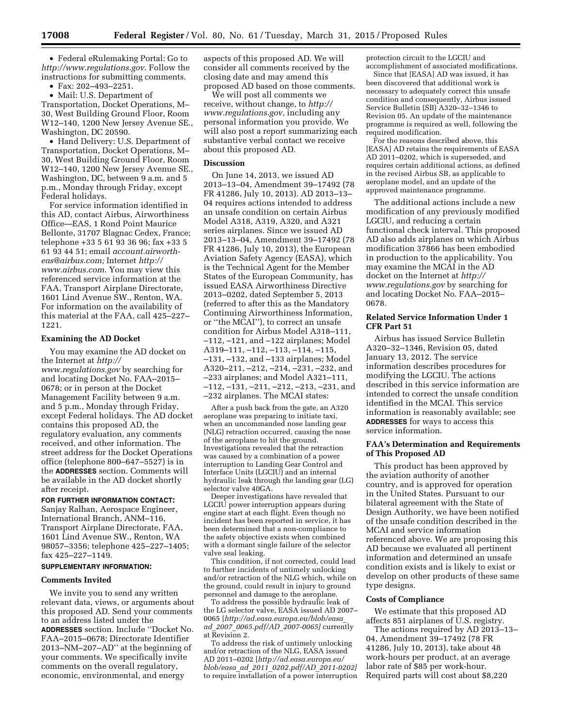- Federal eRulemaking Portal: Go to *http://www.regulations.gov*. Follow the instructions for submitting comments.
- Fax: 202–493–2251.
- Mail: U.S. Department of Transportation, Docket Operations, M–30, West Building Ground Floor, Room W12–140, 1200 New Jersey Avenue SE., Washington, DC 20590.
- Hand Delivery: U.S. Department of Transportation, Docket Operations, M–30, West Building Ground Floor, Room W12–140, 1200 New Jersey Avenue SE., Washington, DC, between 9 a.m. and 5 p.m., Monday through Friday, except Federal holidays.

For service information identified in this AD, contact Airbus, Airworthiness Office—EAS, 1 Rond Point Maurice Bellonte, 31707 Blagnac Cedex, France; telephone +33 5 61 93 36 96; fax +33 5 61 93 44 51; email *account.airworth-eas@airbus.com;* Internet *http://www.airbus.com*. You may view this referenced service information at the FAA, Transport Airplane Directorate, 1601 Lind Avenue SW., Renton, WA. For information on the availability of this material at the FAA, call 425–227–1221.

## Examining the AD Docket

You may examine the AD docket on the Internet at *http://www.regulations.gov* by searching for and locating Docket No. FAA–2015–0678; or in person at the Docket Management Facility between 9 a.m. and 5 p.m., Monday through Friday, except Federal holidays. The AD docket contains this proposed AD, the regulatory evaluation, any comments received, and other information. The street address for the Docket Operations office (telephone 800–647–5527) is in the **ADDRESSES** section. Comments will be available in the AD docket shortly after receipt.

**FOR FURTHER INFORMATION CONTACT:** Sanjay Ralhan, Aerospace Engineer, International Branch, ANM–116, Transport Airplane Directorate, FAA, 1601 Lind Avenue SW., Renton, WA 98057–3356; telephone 425–227–1405; fax 425–227–1149.

**SUPPLEMENTARY INFORMATION:**

## Comments Invited

We invite you to send any written relevant data, views, or arguments about this proposed AD. Send your comments to an address listed under the **ADDRESSES** section. Include "Docket No. FAA–2015–0678; Directorate Identifier 2013–NM–207–AD" at the beginning of your comments. We specifically invite comments on the overall regulatory, economic, environmental, and energy aspects of this proposed AD. We will consider all comments received by the closing date and may amend this proposed AD based on those comments.

We will post all comments we receive, without change, to *http://www.regulations.gov,* including any personal information you provide. We will also post a report summarizing each substantive verbal contact we receive about this proposed AD.

## Discussion

On June 14, 2013, we issued AD 2013–13–04, Amendment 39–17492 (78 FR 41286, July 10, 2013). AD 2013–13–04 requires actions intended to address an unsafe condition on certain Airbus Model A318, A319, A320, and A321 series airplanes. Since we issued AD 2013–13–04, Amendment 39–17492 (78 FR 41286, July 10, 2013), the European Aviation Safety Agency (EASA), which is the Technical Agent for the Member States of the European Community, has issued EASA Airworthiness Directive 2013–0202, dated September 5, 2013 (referred to after this as the Mandatory Continuing Airworthiness Information, or "the MCAI"), to correct an unsafe condition for Airbus Model A318–111, –112, –121, and –122 airplanes; Model A319–111, –112, –113, –114, –115, –131, –132, and –133 airplanes; Model A320–211, –212, –214, –231, –232, and –233 airplanes; and Model A321–111, –112, –131, –211, –212, –213, –231, and –232 airplanes. The MCAI states:

> After a push back from the gate, an A320 aeroplane was preparing to initiate taxi, when an uncommanded nose landing gear (NLG) retraction occurred, causing the nose of the aeroplane to hit the ground. Investigations revealed that the retraction was caused by a combination of a power interruption to Landing Gear Control and Interface Units (LGCIU) and an internal hydraulic leak through the landing gear (LG) selector valve 40GA.
>
> Deeper investigations have revealed that LGCIU power interruption appears during engine start at each flight. Even though no incident has been reported in service, it has been determined that a non-compliance to the safety objective exists when combined with a dormant single failure of the selector valve seal leaking.
>
> This condition, if not corrected, could lead to further incidents of untimely unlocking and/or retraction of the NLG which, while on the ground, could result in injury to ground personnel and damage to the aeroplane.
>
> To address the possible hydraulic leak of the LG selector valve, EASA issued AD 2007–0065 [*http://ad.easa.europa.eu/blob/easa_ad_2007_0065.pdf/AD_2007-0065*] currently at Revision 2.
>
> To address the risk of untimely unlocking and/or retraction of the NLG, EASA issued AD 2011–0202 [*http://ad.easa.europa.eu/blob/easa_ad_2011_0202.pdf/AD_2011-0202*] to require installation of a power interruption protection circuit to the LGCIU and accomplishment of associated modifications.
>
> Since that [EASA] AD was issued, it has been discovered that additional work is necessary to adequately correct this unsafe condition and consequently, Airbus issued Service Bulletin (SB) A320–32–1346 to Revision 05. An update of the maintenance programme is required as well, following the required modification.
>
> For the reasons described above, this [EASA] AD retains the requirements of EASA AD 2011–0202, which is superseded, and requires certain additional actions, as defined in the revised Airbus SB, as applicable to aeroplane model, and an update of the approved maintenance programme.

The additional actions include a new modification of any previously modified LGCIU, and reducing a certain functional check interval. This proposed AD also adds airplanes on which Airbus modification 37866 has been embodied in production to the applicability. You may examine the MCAI in the AD docket on the Internet at *http://www.regulations.gov* by searching for and locating Docket No. FAA–2015–0678.

## Related Service Information Under 1 CFR Part 51

Airbus has issued Service Bulletin A320–32–1346, Revision 05, dated January 13, 2012. The service information describes procedures for modifying the LGCIU. The actions described in this service information are intended to correct the unsafe condition identified in the MCAI. This service information is reasonably available; see **ADDRESSES** for ways to access this service information.

## FAA's Determination and Requirements of This Proposed AD

This product has been approved by the aviation authority of another country, and is approved for operation in the United States. Pursuant to our bilateral agreement with the State of Design Authority, we have been notified of the unsafe condition described in the MCAI and service information referenced above. We are proposing this AD because we evaluated all pertinent information and determined an unsafe condition exists and is likely to exist or develop on other products of these same type designs.

## Costs of Compliance

We estimate that this proposed AD affects 851 airplanes of U.S. registry.

The actions required by AD 2013–13–04, Amendment 39–17492 (78 FR 41286, July 10, 2013), take about 48 work-hours per product, at an average labor rate of $85 per work-hour. Required parts will cost about $8,220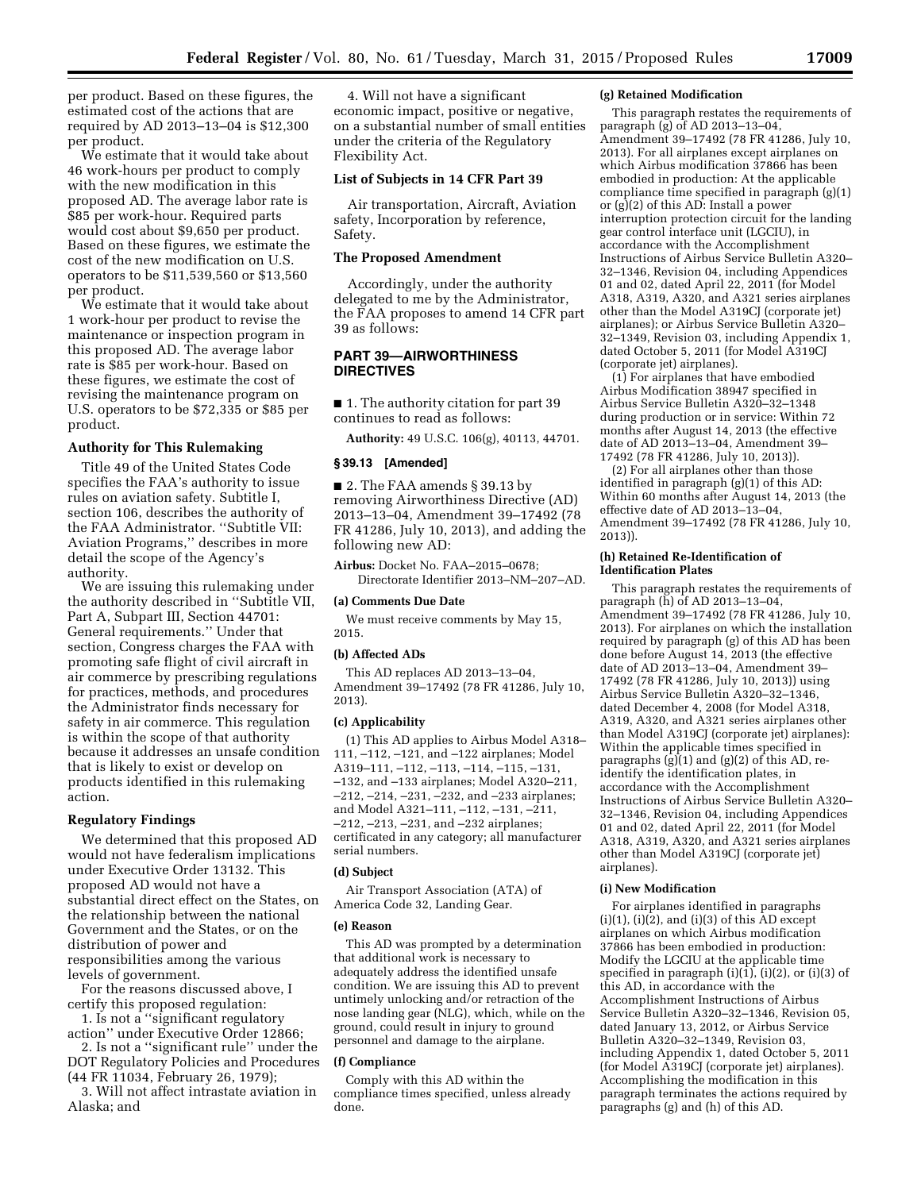per product. Based on these figures, the estimated cost of the actions that are required by AD 2013–13–04 is $12,300 per product.

We estimate that it would take about 46 work-hours per product to comply with the new modification in this proposed AD. The average labor rate is $85 per work-hour. Required parts would cost about $9,650 per product. Based on these figures, we estimate the cost of the new modification on U.S. operators to be $11,539,560 or $13,560 per product.

We estimate that it would take about 1 work-hour per product to revise the maintenance or inspection program in this proposed AD. The average labor rate is $85 per work-hour. Based on these figures, we estimate the cost of revising the maintenance program on U.S. operators to be $72,335 or $85 per product.

## Authority for This Rulemaking

Title 49 of the United States Code specifies the FAA's authority to issue rules on aviation safety. Subtitle I, section 106, describes the authority of the FAA Administrator. "Subtitle VII: Aviation Programs," describes in more detail the scope of the Agency's authority.

We are issuing this rulemaking under the authority described in "Subtitle VII, Part A, Subpart III, Section 44701: General requirements." Under that section, Congress charges the FAA with promoting safe flight of civil aircraft in air commerce by prescribing regulations for practices, methods, and procedures the Administrator finds necessary for safety in air commerce. This regulation is within the scope of that authority because it addresses an unsafe condition that is likely to exist or develop on products identified in this rulemaking action.

## Regulatory Findings

We determined that this proposed AD would not have federalism implications under Executive Order 13132. This proposed AD would not have a substantial direct effect on the States, on the relationship between the national Government and the States, or on the distribution of power and responsibilities among the various levels of government.

For the reasons discussed above, I certify this proposed regulation:

1. Is not a "significant regulatory action" under Executive Order 12866;
2. Is not a "significant rule" under the DOT Regulatory Policies and Procedures (44 FR 11034, February 26, 1979);
3. Will not affect intrastate aviation in Alaska; and
4. Will not have a significant economic impact, positive or negative, on a substantial number of small entities under the criteria of the Regulatory Flexibility Act.

## List of Subjects in 14 CFR Part 39

Air transportation, Aircraft, Aviation safety, Incorporation by reference, Safety.

## The Proposed Amendment

Accordingly, under the authority delegated to me by the Administrator, the FAA proposes to amend 14 CFR part 39 as follows:

## PART 39—AIRWORTHINESS DIRECTIVES

■ 1. The authority citation for part 39 continues to read as follows:

**Authority:** 49 U.S.C. 106(g), 40113, 44701.

### § 39.13 [Amended]

■ 2. The FAA amends § 39.13 by removing Airworthiness Directive (AD) 2013–13–04, Amendment 39–17492 (78 FR 41286, July 10, 2013), and adding the following new AD:

**Airbus:** Docket No. FAA–2015–0678; Directorate Identifier 2013–NM–207–AD.

### (a) Comments Due Date

We must receive comments by May 15, 2015.

### (b) Affected ADs

This AD replaces AD 2013–13–04, Amendment 39–17492 (78 FR 41286, July 10, 2013).

### (c) Applicability

(1) This AD applies to Airbus Model A318–111, –112, –121, and –122 airplanes; Model A319–111, –112, –113, –114, –115, –131, –132, and –133 airplanes; Model A320–211, –212, –214, –231, –232, and –233 airplanes; and Model A321–111, –112, –131, –211, –212, –213, –231, and –232 airplanes; certificated in any category; all manufacturer serial numbers.

### (d) Subject

Air Transport Association (ATA) of America Code 32, Landing Gear.

### (e) Reason

This AD was prompted by a determination that additional work is necessary to adequately address the identified unsafe condition. We are issuing this AD to prevent untimely unlocking and/or retraction of the nose landing gear (NLG), which, while on the ground, could result in injury to ground personnel and damage to the airplane.

### (f) Compliance

Comply with this AD within the compliance times specified, unless already done.

### (g) Retained Modification

This paragraph restates the requirements of paragraph (g) of AD 2013–13–04, Amendment 39–17492 (78 FR 41286, July 10, 2013). For all airplanes except airplanes on which Airbus modification 37866 has been embodied in production: At the applicable compliance time specified in paragraph (g)(1) or (g)(2) of this AD: Install a power interruption protection circuit for the landing gear control interface unit (LGCIU), in accordance with the Accomplishment Instructions of Airbus Service Bulletin A320–32–1346, Revision 04, including Appendices 01 and 02, dated April 22, 2011 (for Model A318, A319, A320, and A321 series airplanes other than the Model A319CJ (corporate jet) airplanes); or Airbus Service Bulletin A320–32–1349, Revision 03, including Appendix 1, dated October 5, 2011 (for Model A319CJ (corporate jet) airplanes).

(1) For airplanes that have embodied Airbus Modification 38947 specified in Airbus Service Bulletin A320–32–1348 during production or in service: Within 72 months after August 14, 2013 (the effective date of AD 2013–13–04, Amendment 39–17492 (78 FR 41286, July 10, 2013)).

(2) For all airplanes other than those identified in paragraph (g)(1) of this AD: Within 60 months after August 14, 2013 (the effective date of AD 2013–13–04, Amendment 39–17492 (78 FR 41286, July 10, 2013)).

### (h) Retained Re-Identification of Identification Plates

This paragraph restates the requirements of paragraph (h) of AD 2013–13–04, Amendment 39–17492 (78 FR 41286, July 10, 2013). For airplanes on which the installation required by paragraph (g) of this AD has been done before August 14, 2013 (the effective date of AD 2013–13–04, Amendment 39–17492 (78 FR 41286, July 10, 2013)) using Airbus Service Bulletin A320–32–1346, dated December 4, 2008 (for Model A318, A319, A320, and A321 series airplanes other than Model A319CJ (corporate jet) airplanes): Within the applicable times specified in paragraphs (g)(1) and (g)(2) of this AD, re-identify the identification plates, in accordance with the Accomplishment Instructions of Airbus Service Bulletin A320–32–1346, Revision 04, including Appendices 01 and 02, dated April 22, 2011 (for Model A318, A319, A320, and A321 series airplanes other than Model A319CJ (corporate jet) airplanes).

### (i) New Modification

For airplanes identified in paragraphs (i)(1), (i)(2), and (i)(3) of this AD except airplanes on which Airbus modification 37866 has been embodied in production: Modify the LGCIU at the applicable time specified in paragraph (i)(1), (i)(2), or (i)(3) of this AD, in accordance with the Accomplishment Instructions of Airbus Service Bulletin A320–32–1346, Revision 05, dated January 13, 2012, or Airbus Service Bulletin A320–32–1349, Revision 03, including Appendix 1, dated October 5, 2011 (for Model A319CJ (corporate jet) airplanes). Accomplishing the modification in this paragraph terminates the actions required by paragraphs (g) and (h) of this AD.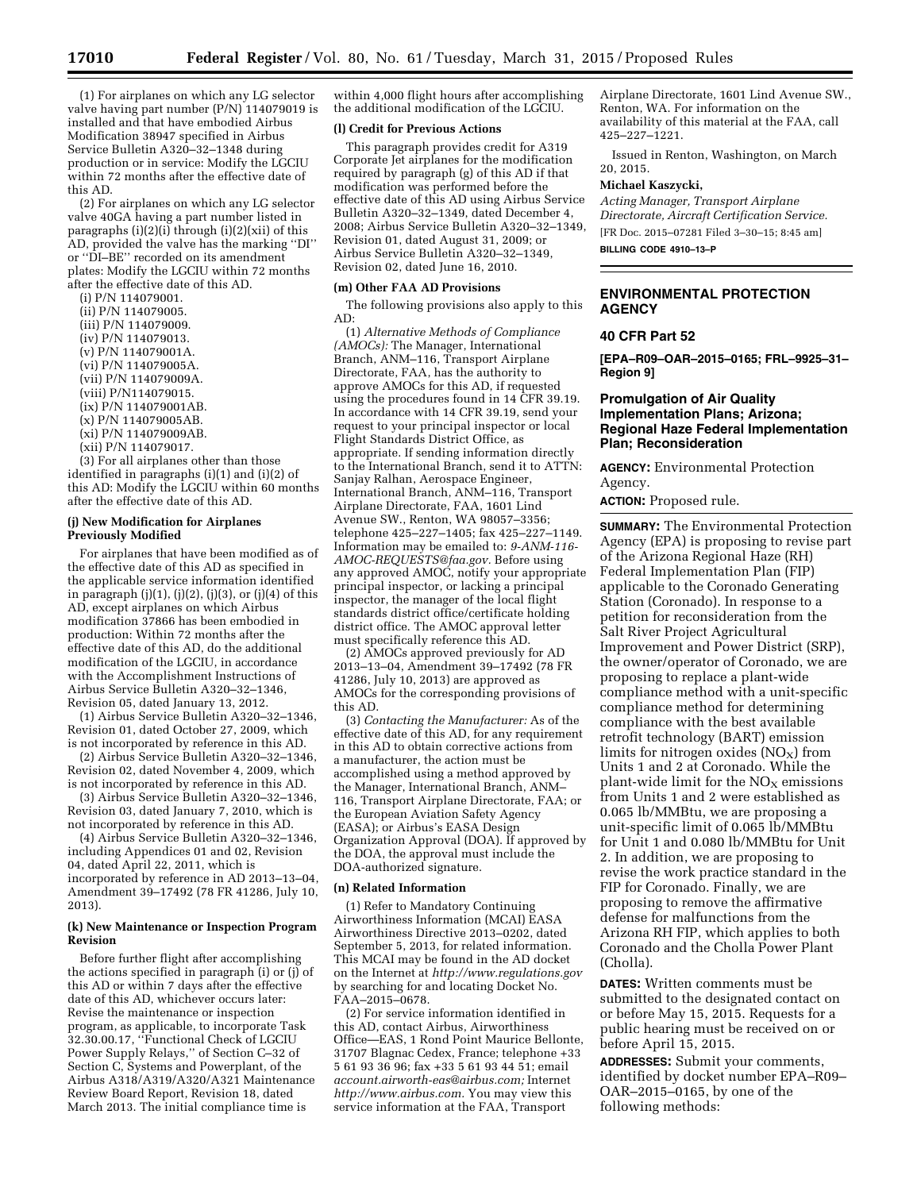(1) For airplanes on which any LG selector valve having part number (P/N) 114079019 is installed and that have embodied Airbus Modification 38947 specified in Airbus Service Bulletin A320–32–1348 during production or in service: Modify the LGCIU within 72 months after the effective date of this AD.

(2) For airplanes on which any LG selector valve 40GA having a part number listed in paragraphs (i)(2)(i) through (i)(2)(xii) of this AD, provided the valve has the marking ''DI'' or ''DI–BE'' recorded on its amendment plates: Modify the LGCIU within 72 months after the effective date of this AD.

(i) P/N 114079001.
(ii) P/N 114079005.
(iii) P/N 114079009.
(iv) P/N 114079013.
(v) P/N 114079001A.
(vi) P/N 114079005A.
(vii) P/N 114079009A.
(viii) P/N114079015.
(ix) P/N 114079001AB.
(x) P/N 114079005AB.
(xi) P/N 114079009AB.
(xii) P/N 114079017.

(3) For all airplanes other than those identified in paragraphs (i)(1) and (i)(2) of this AD: Modify the LGCIU within 60 months after the effective date of this AD.

**(j) New Modification for Airplanes Previously Modified**

For airplanes that have been modified as of the effective date of this AD as specified in the applicable service information identified in paragraph (j)(1), (j)(2), (j)(3), or (j)(4) of this AD, except airplanes on which Airbus modification 37866 has been embodied in production: Within 72 months after the effective date of this AD, do the additional modification of the LGCIU, in accordance with the Accomplishment Instructions of Airbus Service Bulletin A320–32–1346, Revision 05, dated January 13, 2012.

(1) Airbus Service Bulletin A320–32–1346, Revision 01, dated October 27, 2009, which is not incorporated by reference in this AD.

(2) Airbus Service Bulletin A320–32–1346, Revision 02, dated November 4, 2009, which is not incorporated by reference in this AD.

(3) Airbus Service Bulletin A320–32–1346, Revision 03, dated January 7, 2010, which is not incorporated by reference in this AD.

(4) Airbus Service Bulletin A320–32–1346, including Appendices 01 and 02, Revision 04, dated April 22, 2011, which is incorporated by reference in AD 2013–13–04, Amendment 39–17492 (78 FR 41286, July 10, 2013).

**(k) New Maintenance or Inspection Program Revision**

Before further flight after accomplishing the actions specified in paragraph (i) or (j) of this AD or within 7 days after the effective date of this AD, whichever occurs later: Revise the maintenance or inspection program, as applicable, to incorporate Task 32.30.00.17, ''Functional Check of LGCIU Power Supply Relays,'' of Section C–32 of Section C, Systems and Powerplant, of the Airbus A318/A319/A320/A321 Maintenance Review Board Report, Revision 18, dated March 2013. The initial compliance time is within 4,000 flight hours after accomplishing the additional modification of the LGCIU.

**(l) Credit for Previous Actions**

This paragraph provides credit for A319 Corporate Jet airplanes for the modification required by paragraph (g) of this AD if that modification was performed before the effective date of this AD using Airbus Service Bulletin A320–32–1349, dated December 4, 2008; Airbus Service Bulletin A320–32–1349, Revision 01, dated August 31, 2009; or Airbus Service Bulletin A320–32–1349, Revision 02, dated June 16, 2010.

**(m) Other FAA AD Provisions**

The following provisions also apply to this AD:

(1) *Alternative Methods of Compliance (AMOCs):* The Manager, International Branch, ANM–116, Transport Airplane Directorate, FAA, has the authority to approve AMOCs for this AD, if requested using the procedures found in 14 CFR 39.19. In accordance with 14 CFR 39.19, send your request to your principal inspector or local Flight Standards District Office, as appropriate. If sending information directly to the International Branch, send it to ATTN: Sanjay Ralhan, Aerospace Engineer, International Branch, ANM–116, Transport Airplane Directorate, FAA, 1601 Lind Avenue SW., Renton, WA 98057–3356; telephone 425–227–1405; fax 425–227–1149. Information may be emailed to: *9-ANM-116-AMOC-REQUESTS@faa.gov.* Before using any approved AMOC, notify your appropriate principal inspector, or lacking a principal inspector, the manager of the local flight standards district office/certificate holding district office. The AMOC approval letter must specifically reference this AD.

(2) AMOCs approved previously for AD 2013–13–04, Amendment 39–17492 (78 FR 41286, July 10, 2013) are approved as AMOCs for the corresponding provisions of this AD.

(3) *Contacting the Manufacturer:* As of the effective date of this AD, for any requirement in this AD to obtain corrective actions from a manufacturer, the action must be accomplished using a method approved by the Manager, International Branch, ANM–116, Transport Airplane Directorate, FAA; or the European Aviation Safety Agency (EASA); or Airbus's EASA Design Organization Approval (DOA). If approved by the DOA, the approval must include the DOA-authorized signature.

**(n) Related Information**

(1) Refer to Mandatory Continuing Airworthiness Information (MCAI) EASA Airworthiness Directive 2013–0202, dated September 5, 2013, for related information. This MCAI may be found in the AD docket on the Internet at *http://www.regulations.gov* by searching for and locating Docket No. FAA–2015–0678.

(2) For service information identified in this AD, contact Airbus, Airworthiness Office—EAS, 1 Rond Point Maurice Bellonte, 31707 Blagnac Cedex, France; telephone +33 5 61 93 36 96; fax +33 5 61 93 44 51; email *account.airworth-eas@airbus.com;* Internet *http://www.airbus.com.* You may view this service information at the FAA, Transport Airplane Directorate, 1601 Lind Avenue SW., Renton, WA. For information on the availability of this material at the FAA, call 425–227–1221.

Issued in Renton, Washington, on March 20, 2015.

**Michael Kaszycki,**

*Acting Manager, Transport Airplane Directorate, Aircraft Certification Service.*

[FR Doc. 2015–07281 Filed 3–30–15; 8:45 am]

**BILLING CODE 4910–13–P**

## ENVIRONMENTAL PROTECTION AGENCY

### 40 CFR Part 52

**[EPA–R09–OAR–2015–0165; FRL–9925–31–Region 9]**

### Promulgation of Air Quality Implementation Plans; Arizona; Regional Haze Federal Implementation Plan; Reconsideration

**AGENCY:** Environmental Protection Agency.

**ACTION:** Proposed rule.

**SUMMARY:** The Environmental Protection Agency (EPA) is proposing to revise part of the Arizona Regional Haze (RH) Federal Implementation Plan (FIP) applicable to the Coronado Generating Station (Coronado). In response to a petition for reconsideration from the Salt River Project Agricultural Improvement and Power District (SRP), the owner/operator of Coronado, we are proposing to replace a plant-wide compliance method with a unit-specific compliance method for determining compliance with the best available retrofit technology (BART) emission limits for nitrogen oxides ($NO_X$) from Units 1 and 2 at Coronado. While the plant-wide limit for the $NO_X$ emissions from Units 1 and 2 were established as 0.065 lb/MMBtu, we are proposing a unit-specific limit of 0.065 lb/MMBtu for Unit 1 and 0.080 lb/MMBtu for Unit 2. In addition, we are proposing to revise the work practice standard in the FIP for Coronado. Finally, we are proposing to remove the affirmative defense for malfunctions from the Arizona RH FIP, which applies to both Coronado and the Cholla Power Plant (Cholla).

**DATES:** Written comments must be submitted to the designated contact on or before May 15, 2015. Requests for a public hearing must be received on or before April 15, 2015.

**ADDRESSES:** Submit your comments, identified by docket number EPA–R09–OAR–2015–0165, by one of the following methods: